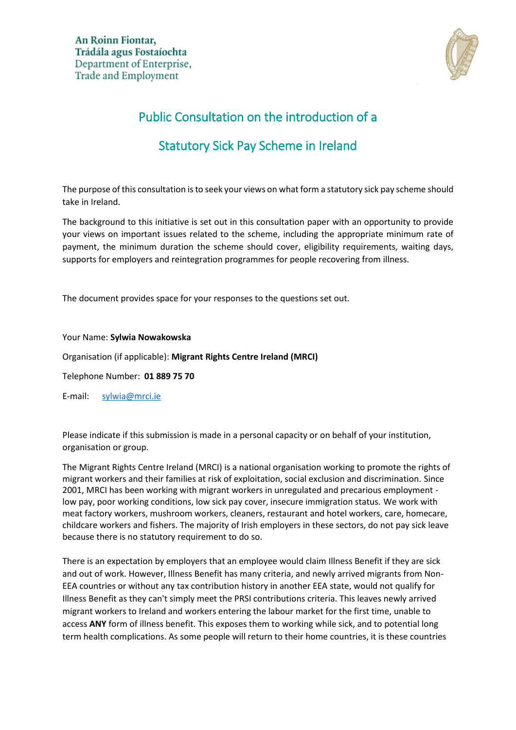An Roinn Fiontar,
Trádála agus Fostaíochta
Department of Enterprise,
Trade and Employment

# Public Consultation on the introduction of a Statutory Sick Pay Scheme in Ireland

The purpose of this consultation is to seek your views on what form a statutory sick pay scheme should take in Ireland.

The background to this initiative is set out in this consultation paper with an opportunity to provide your views on important issues related to the scheme, including the appropriate minimum rate of payment, the minimum duration the scheme should cover, eligibility requirements, waiting days, supports for employers and reintegration programmes for people recovering from illness.

The document provides space for your responses to the questions set out.

Your Name: **Sylwia Nowakowska**

Organisation (if applicable): **Migrant Rights Centre Ireland (MRCI)**

Telephone Number: **01 889 75 70**

E-mail: sylwia@mrci.ie

Please indicate if this submission is made in a personal capacity or on behalf of your institution, organisation or group.

The Migrant Rights Centre Ireland (MRCI) is a national organisation working to promote the rights of migrant workers and their families at risk of exploitation, social exclusion and discrimination. Since 2001, MRCI has been working with migrant workers in unregulated and precarious employment - low pay, poor working conditions, low sick pay cover, insecure immigration status. We work with meat factory workers, mushroom workers, cleaners, restaurant and hotel workers, care, homecare, childcare workers and fishers. The majority of Irish employers in these sectors, do not pay sick leave because there is no statutory requirement to do so.

There is an expectation by employers that an employee would claim Illness Benefit if they are sick and out of work. However, Illness Benefit has many criteria, and newly arrived migrants from Non-EEA countries or without any tax contribution history in another EEA state, would not qualify for Illness Benefit as they can't simply meet the PRSI contributions criteria. This leaves newly arrived migrant workers to Ireland and workers entering the labour market for the first time, unable to access **ANY** form of illness benefit. This exposes them to working while sick, and to potential long term health complications. As some people will return to their home countries, it is these countries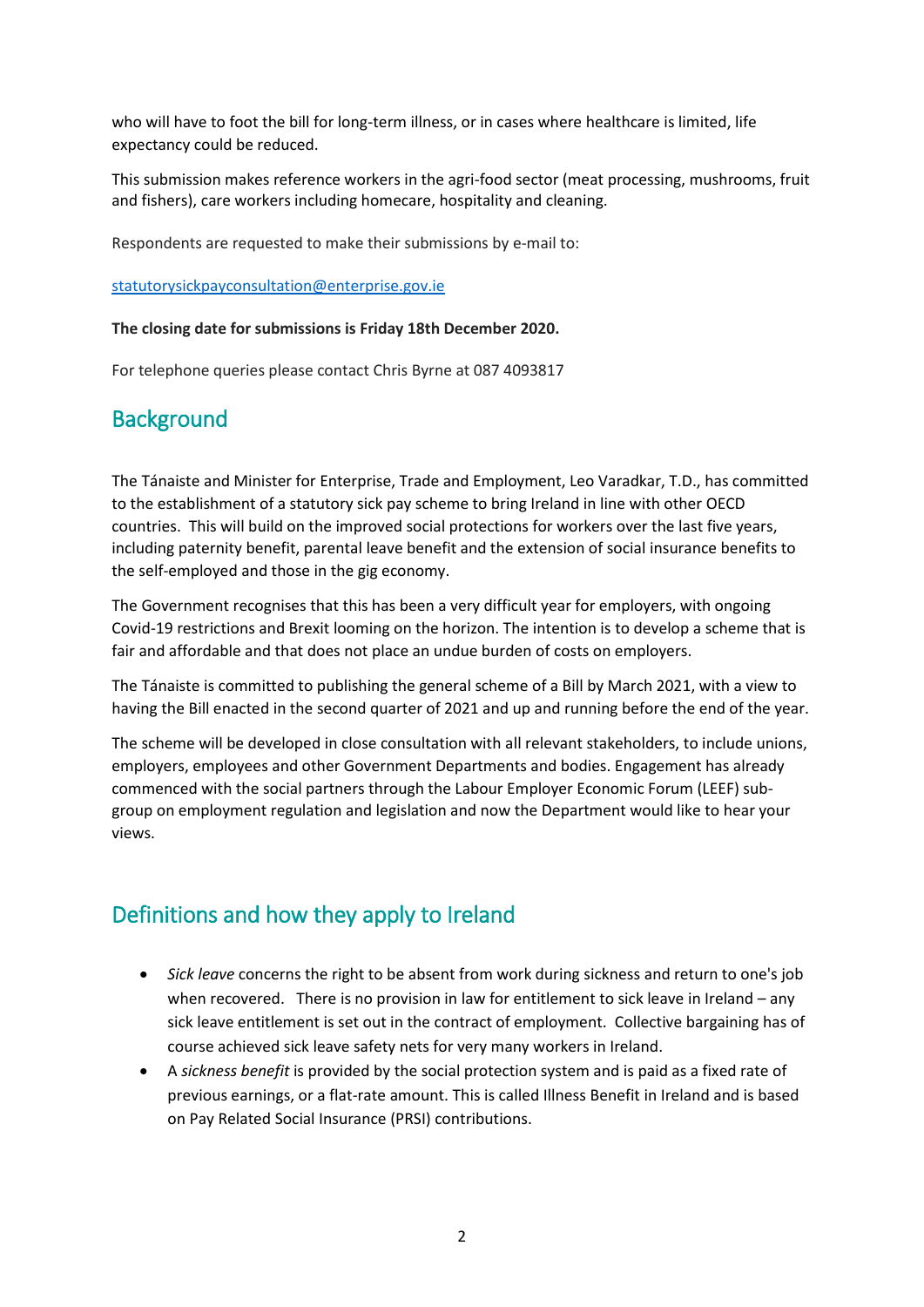who will have to foot the bill for long-term illness, or in cases where healthcare is limited, life expectancy could be reduced.

This submission makes reference workers in the agri-food sector (meat processing, mushrooms, fruit and fishers), care workers including homecare, hospitality and cleaning.

Respondents are requested to make their submissions by e-mail to:

statutorysickpayconsultation@enterprise.gov.ie

**The closing date for submissions is Friday 18th December 2020.**

For telephone queries please contact Chris Byrne at 087 4093817

## Background

The Tánaiste and Minister for Enterprise, Trade and Employment, Leo Varadkar, T.D., has committed to the establishment of a statutory sick pay scheme to bring Ireland in line with other OECD countries. This will build on the improved social protections for workers over the last five years, including paternity benefit, parental leave benefit and the extension of social insurance benefits to the self-employed and those in the gig economy.

The Government recognises that this has been a very difficult year for employers, with ongoing Covid-19 restrictions and Brexit looming on the horizon. The intention is to develop a scheme that is fair and affordable and that does not place an undue burden of costs on employers.

The Tánaiste is committed to publishing the general scheme of a Bill by March 2021, with a view to having the Bill enacted in the second quarter of 2021 and up and running before the end of the year.

The scheme will be developed in close consultation with all relevant stakeholders, to include unions, employers, employees and other Government Departments and bodies. Engagement has already commenced with the social partners through the Labour Employer Economic Forum (LEEF) sub-group on employment regulation and legislation and now the Department would like to hear your views.

## Definitions and how they apply to Ireland

- *Sick leave* concerns the right to be absent from work during sickness and return to one's job when recovered. There is no provision in law for entitlement to sick leave in Ireland – any sick leave entitlement is set out in the contract of employment. Collective bargaining has of course achieved sick leave safety nets for very many workers in Ireland.
- A *sickness benefit* is provided by the social protection system and is paid as a fixed rate of previous earnings, or a flat-rate amount. This is called Illness Benefit in Ireland and is based on Pay Related Social Insurance (PRSI) contributions.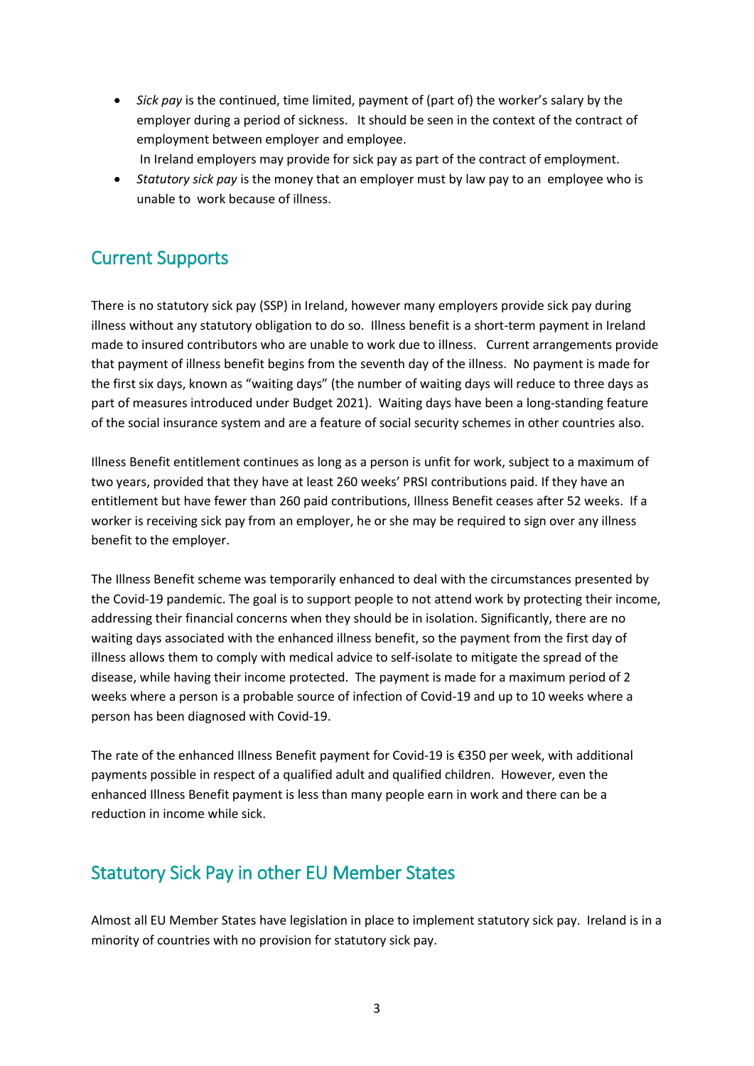- *Sick pay* is the continued, time limited, payment of (part of) the worker's salary by the employer during a period of sickness. It should be seen in the context of the contract of employment between employer and employee.
  In Ireland employers may provide for sick pay as part of the contract of employment.
- *Statutory sick pay* is the money that an employer must by law pay to an employee who is unable to work because of illness.

## Current Supports

There is no statutory sick pay (SSP) in Ireland, however many employers provide sick pay during illness without any statutory obligation to do so. Illness benefit is a short-term payment in Ireland made to insured contributors who are unable to work due to illness. Current arrangements provide that payment of illness benefit begins from the seventh day of the illness. No payment is made for the first six days, known as "waiting days" (the number of waiting days will reduce to three days as part of measures introduced under Budget 2021). Waiting days have been a long-standing feature of the social insurance system and are a feature of social security schemes in other countries also.

Illness Benefit entitlement continues as long as a person is unfit for work, subject to a maximum of two years, provided that they have at least 260 weeks' PRSI contributions paid. If they have an entitlement but have fewer than 260 paid contributions, Illness Benefit ceases after 52 weeks. If a worker is receiving sick pay from an employer, he or she may be required to sign over any illness benefit to the employer.

The Illness Benefit scheme was temporarily enhanced to deal with the circumstances presented by the Covid-19 pandemic. The goal is to support people to not attend work by protecting their income, addressing their financial concerns when they should be in isolation. Significantly, there are no waiting days associated with the enhanced illness benefit, so the payment from the first day of illness allows them to comply with medical advice to self-isolate to mitigate the spread of the disease, while having their income protected. The payment is made for a maximum period of 2 weeks where a person is a probable source of infection of Covid-19 and up to 10 weeks where a person has been diagnosed with Covid-19.

The rate of the enhanced Illness Benefit payment for Covid-19 is €350 per week, with additional payments possible in respect of a qualified adult and qualified children. However, even the enhanced Illness Benefit payment is less than many people earn in work and there can be a reduction in income while sick.

## Statutory Sick Pay in other EU Member States

Almost all EU Member States have legislation in place to implement statutory sick pay. Ireland is in a minority of countries with no provision for statutory sick pay.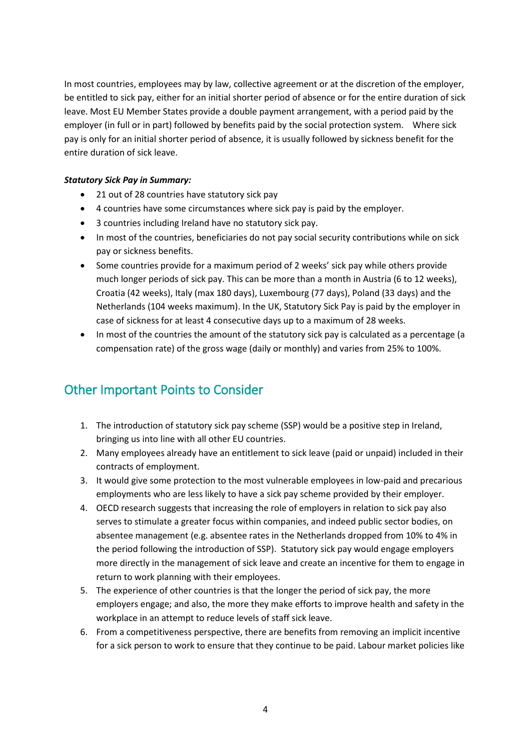In most countries, employees may by law, collective agreement or at the discretion of the employer, be entitled to sick pay, either for an initial shorter period of absence or for the entire duration of sick leave. Most EU Member States provide a double payment arrangement, with a period paid by the employer (in full or in part) followed by benefits paid by the social protection system. Where sick pay is only for an initial shorter period of absence, it is usually followed by sickness benefit for the entire duration of sick leave.

***Statutory Sick Pay in Summary:***

- 21 out of 28 countries have statutory sick pay
- 4 countries have some circumstances where sick pay is paid by the employer.
- 3 countries including Ireland have no statutory sick pay.
- In most of the countries, beneficiaries do not pay social security contributions while on sick pay or sickness benefits.
- Some countries provide for a maximum period of 2 weeks' sick pay while others provide much longer periods of sick pay. This can be more than a month in Austria (6 to 12 weeks), Croatia (42 weeks), Italy (max 180 days), Luxembourg (77 days), Poland (33 days) and the Netherlands (104 weeks maximum). In the UK, Statutory Sick Pay is paid by the employer in case of sickness for at least 4 consecutive days up to a maximum of 28 weeks.
- In most of the countries the amount of the statutory sick pay is calculated as a percentage (a compensation rate) of the gross wage (daily or monthly) and varies from 25% to 100%.

## Other Important Points to Consider

1. The introduction of statutory sick pay scheme (SSP) would be a positive step in Ireland, bringing us into line with all other EU countries.
2. Many employees already have an entitlement to sick leave (paid or unpaid) included in their contracts of employment.
3. It would give some protection to the most vulnerable employees in low-paid and precarious employments who are less likely to have a sick pay scheme provided by their employer.
4. OECD research suggests that increasing the role of employers in relation to sick pay also serves to stimulate a greater focus within companies, and indeed public sector bodies, on absentee management (e.g. absentee rates in the Netherlands dropped from 10% to 4% in the period following the introduction of SSP). Statutory sick pay would engage employers more directly in the management of sick leave and create an incentive for them to engage in return to work planning with their employees.
5. The experience of other countries is that the longer the period of sick pay, the more employers engage; and also, the more they make efforts to improve health and safety in the workplace in an attempt to reduce levels of staff sick leave.
6. From a competitiveness perspective, there are benefits from removing an implicit incentive for a sick person to work to ensure that they continue to be paid. Labour market policies like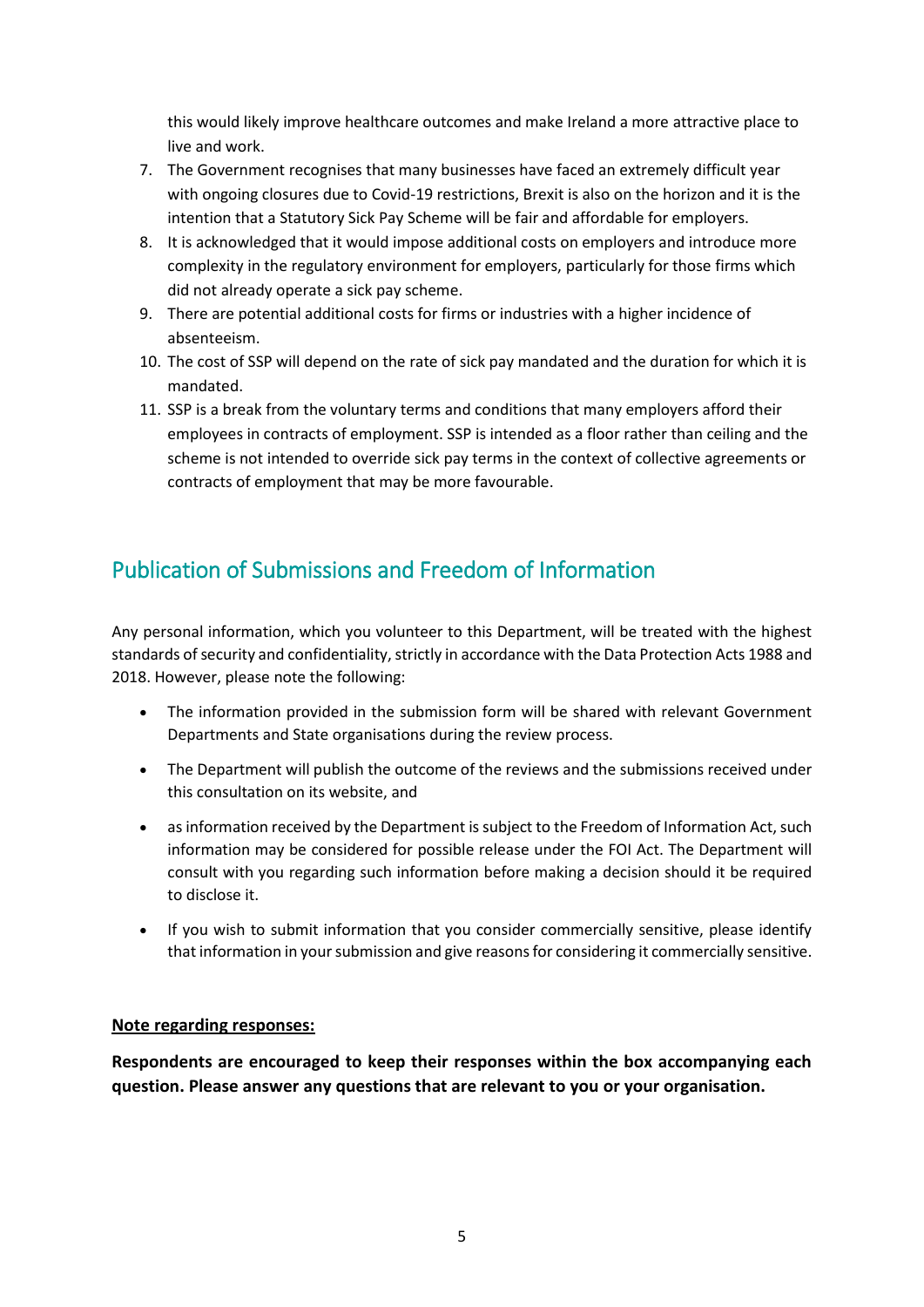this would likely improve healthcare outcomes and make Ireland a more attractive place to live and work.

7. The Government recognises that many businesses have faced an extremely difficult year with ongoing closures due to Covid-19 restrictions, Brexit is also on the horizon and it is the intention that a Statutory Sick Pay Scheme will be fair and affordable for employers.
8. It is acknowledged that it would impose additional costs on employers and introduce more complexity in the regulatory environment for employers, particularly for those firms which did not already operate a sick pay scheme.
9. There are potential additional costs for firms or industries with a higher incidence of absenteeism.
10. The cost of SSP will depend on the rate of sick pay mandated and the duration for which it is mandated.
11. SSP is a break from the voluntary terms and conditions that many employers afford their employees in contracts of employment. SSP is intended as a floor rather than ceiling and the scheme is not intended to override sick pay terms in the context of collective agreements or contracts of employment that may be more favourable.

## Publication of Submissions and Freedom of Information

Any personal information, which you volunteer to this Department, will be treated with the highest standards of security and confidentiality, strictly in accordance with the Data Protection Acts 1988 and 2018. However, please note the following:

- The information provided in the submission form will be shared with relevant Government Departments and State organisations during the review process.
- The Department will publish the outcome of the reviews and the submissions received under this consultation on its website, and
- as information received by the Department is subject to the Freedom of Information Act, such information may be considered for possible release under the FOI Act. The Department will consult with you regarding such information before making a decision should it be required to disclose it.
- If you wish to submit information that you consider commercially sensitive, please identify that information in your submission and give reasons for considering it commercially sensitive.

**Note regarding responses:**

**Respondents are encouraged to keep their responses within the box accompanying each question. Please answer any questions that are relevant to you or your organisation.**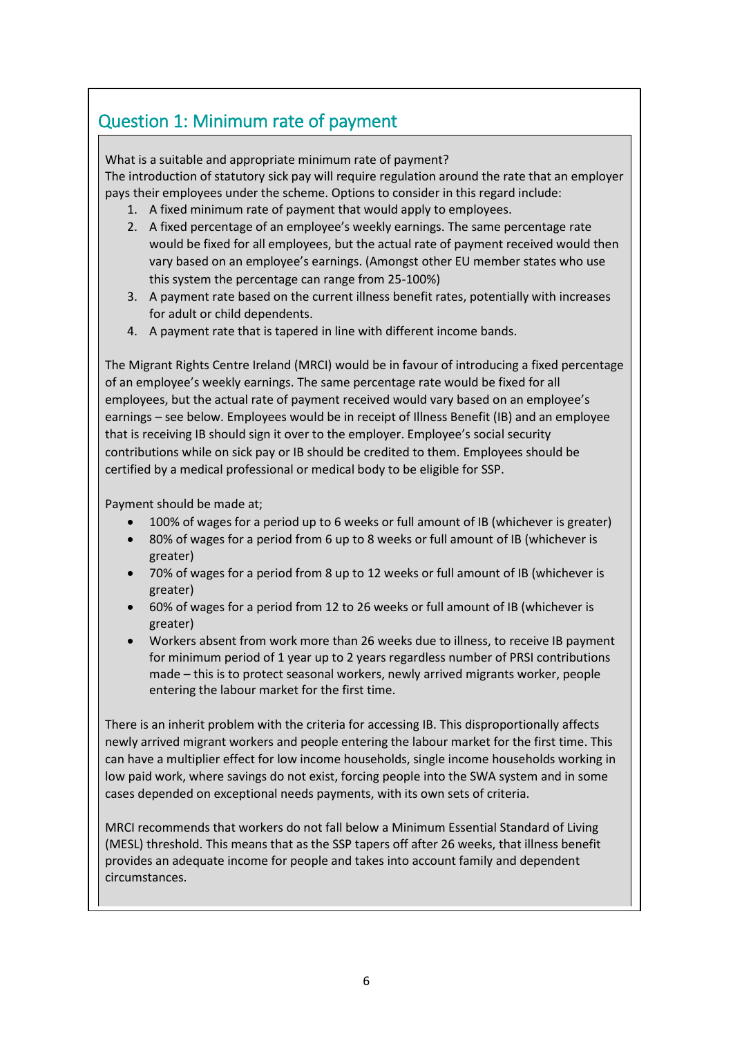## Question 1: Minimum rate of payment

What is a suitable and appropriate minimum rate of payment?

The introduction of statutory sick pay will require regulation around the rate that an employer pays their employees under the scheme. Options to consider in this regard include:

1. A fixed minimum rate of payment that would apply to employees.
2. A fixed percentage of an employee's weekly earnings. The same percentage rate would be fixed for all employees, but the actual rate of payment received would then vary based on an employee's earnings. (Amongst other EU member states who use this system the percentage can range from 25-100%)
3. A payment rate based on the current illness benefit rates, potentially with increases for adult or child dependents.
4. A payment rate that is tapered in line with different income bands.

The Migrant Rights Centre Ireland (MRCI) would be in favour of introducing a fixed percentage of an employee's weekly earnings. The same percentage rate would be fixed for all employees, but the actual rate of payment received would vary based on an employee's earnings – see below. Employees would be in receipt of Illness Benefit (IB) and an employee that is receiving IB should sign it over to the employer. Employee's social security contributions while on sick pay or IB should be credited to them. Employees should be certified by a medical professional or medical body to be eligible for SSP.

Payment should be made at;

- 100% of wages for a period up to 6 weeks or full amount of IB (whichever is greater)
- 80% of wages for a period from 6 up to 8 weeks or full amount of IB (whichever is greater)
- 70% of wages for a period from 8 up to 12 weeks or full amount of IB (whichever is greater)
- 60% of wages for a period from 12 to 26 weeks or full amount of IB (whichever is greater)
- Workers absent from work more than 26 weeks due to illness, to receive IB payment for minimum period of 1 year up to 2 years regardless number of PRSI contributions made – this is to protect seasonal workers, newly arrived migrants worker, people entering the labour market for the first time.

There is an inherit problem with the criteria for accessing IB. This disproportionally affects newly arrived migrant workers and people entering the labour market for the first time. This can have a multiplier effect for low income households, single income households working in low paid work, where savings do not exist, forcing people into the SWA system and in some cases depended on exceptional needs payments, with its own sets of criteria.

MRCI recommends that workers do not fall below a Minimum Essential Standard of Living (MESL) threshold. This means that as the SSP tapers off after 26 weeks, that illness benefit provides an adequate income for people and takes into account family and dependent circumstances.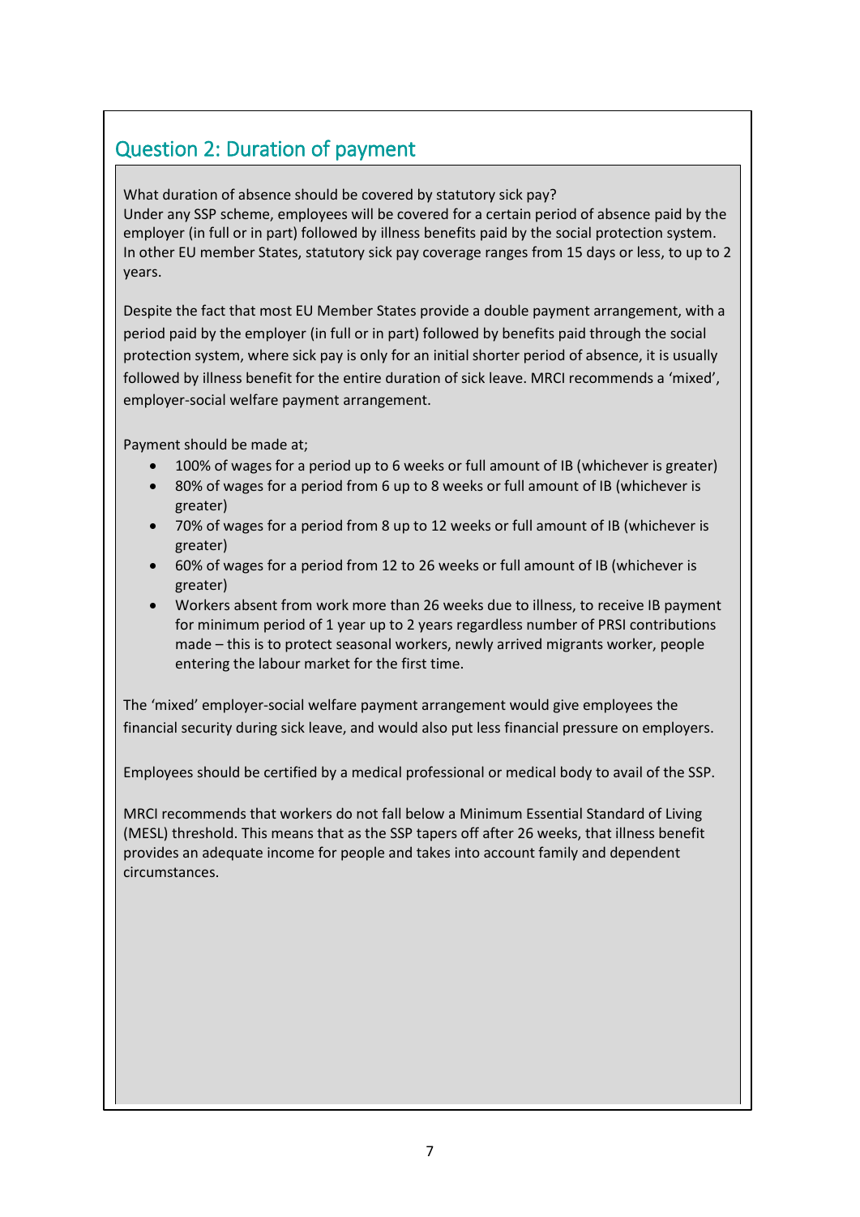## Question 2: Duration of payment

What duration of absence should be covered by statutory sick pay?
Under any SSP scheme, employees will be covered for a certain period of absence paid by the employer (in full or in part) followed by illness benefits paid by the social protection system. In other EU member States, statutory sick pay coverage ranges from 15 days or less, to up to 2 years.

Despite the fact that most EU Member States provide a double payment arrangement, with a period paid by the employer (in full or in part) followed by benefits paid through the social protection system, where sick pay is only for an initial shorter period of absence, it is usually followed by illness benefit for the entire duration of sick leave. MRCI recommends a 'mixed', employer-social welfare payment arrangement.

Payment should be made at;

- 100% of wages for a period up to 6 weeks or full amount of IB (whichever is greater)
- 80% of wages for a period from 6 up to 8 weeks or full amount of IB (whichever is greater)
- 70% of wages for a period from 8 up to 12 weeks or full amount of IB (whichever is greater)
- 60% of wages for a period from 12 to 26 weeks or full amount of IB (whichever is greater)
- Workers absent from work more than 26 weeks due to illness, to receive IB payment for minimum period of 1 year up to 2 years regardless number of PRSI contributions made – this is to protect seasonal workers, newly arrived migrants worker, people entering the labour market for the first time.

The 'mixed' employer-social welfare payment arrangement would give employees the financial security during sick leave, and would also put less financial pressure on employers.

Employees should be certified by a medical professional or medical body to avail of the SSP.

MRCI recommends that workers do not fall below a Minimum Essential Standard of Living (MESL) threshold. This means that as the SSP tapers off after 26 weeks, that illness benefit provides an adequate income for people and takes into account family and dependent circumstances.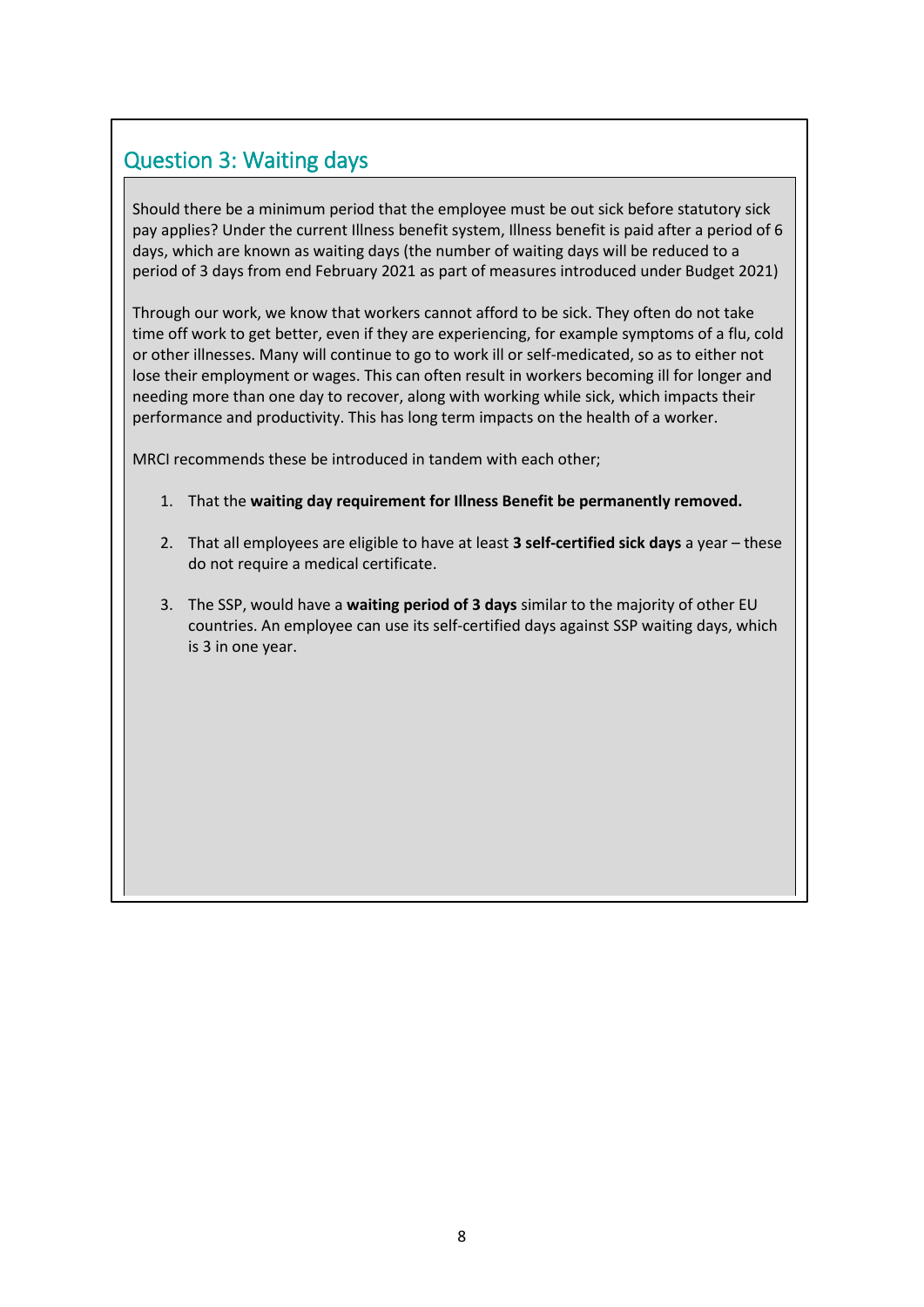## Question 3: Waiting days

Should there be a minimum period that the employee must be out sick before statutory sick pay applies? Under the current Illness benefit system, Illness benefit is paid after a period of 6 days, which are known as waiting days (the number of waiting days will be reduced to a period of 3 days from end February 2021 as part of measures introduced under Budget 2021)

Through our work, we know that workers cannot afford to be sick. They often do not take time off work to get better, even if they are experiencing, for example symptoms of a flu, cold or other illnesses. Many will continue to go to work ill or self-medicated, so as to either not lose their employment or wages. This can often result in workers becoming ill for longer and needing more than one day to recover, along with working while sick, which impacts their performance and productivity. This has long term impacts on the health of a worker.

MRCI recommends these be introduced in tandem with each other;

1. That the **waiting day requirement for Illness Benefit be permanently removed.**
2. That all employees are eligible to have at least **3 self-certified sick days** a year – these do not require a medical certificate.
3. The SSP, would have a **waiting period of 3 days** similar to the majority of other EU countries. An employee can use its self-certified days against SSP waiting days, which is 3 in one year.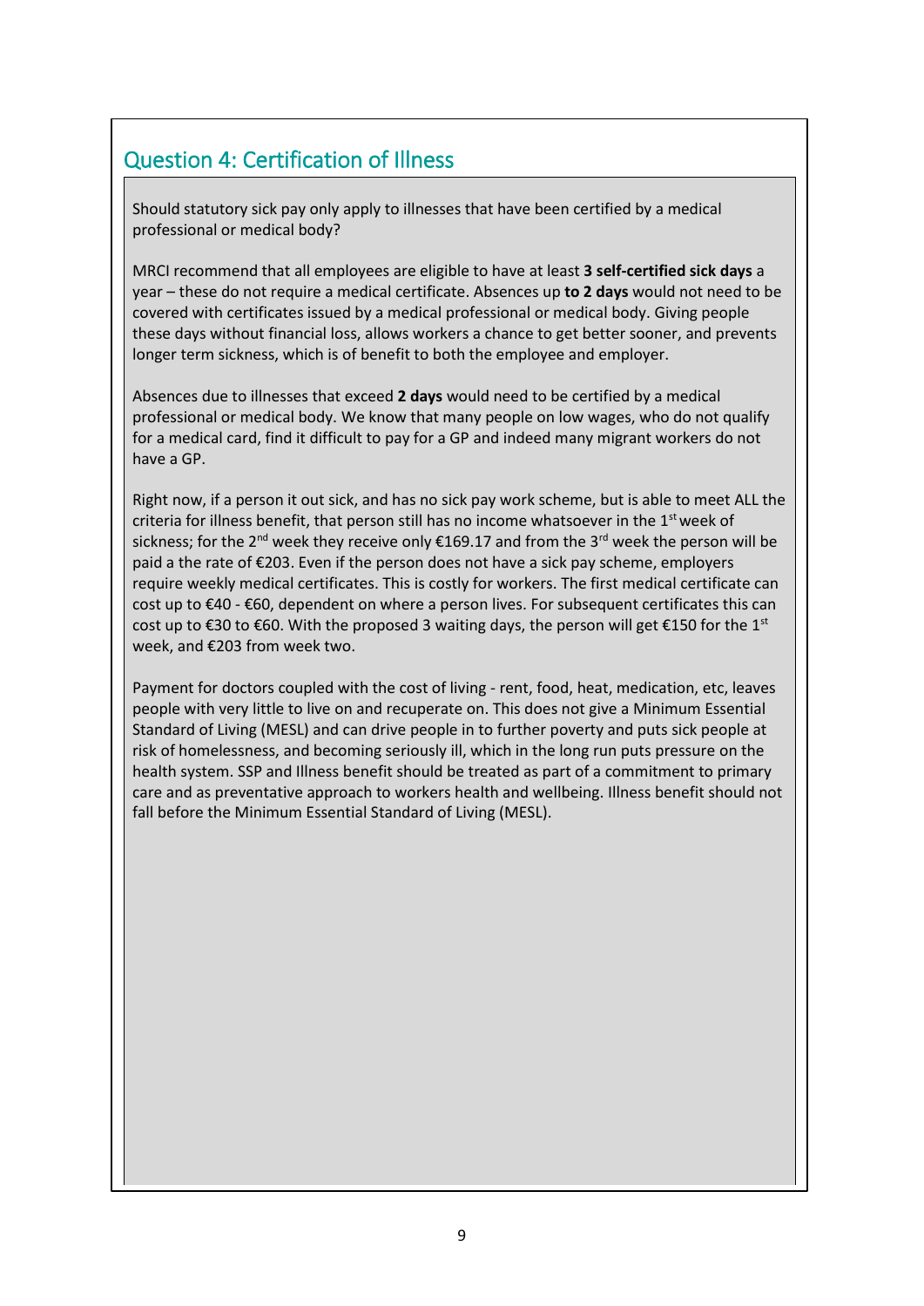## Question 4: Certification of Illness

Should statutory sick pay only apply to illnesses that have been certified by a medical professional or medical body?

MRCI recommend that all employees are eligible to have at least **3 self-certified sick days** a year – these do not require a medical certificate. Absences up **to 2 days** would not need to be covered with certificates issued by a medical professional or medical body. Giving people these days without financial loss, allows workers a chance to get better sooner, and prevents longer term sickness, which is of benefit to both the employee and employer.

Absences due to illnesses that exceed **2 days** would need to be certified by a medical professional or medical body. We know that many people on low wages, who do not qualify for a medical card, find it difficult to pay for a GP and indeed many migrant workers do not have a GP.

Right now, if a person it out sick, and has no sick pay work scheme, but is able to meet ALL the criteria for illness benefit, that person still has no income whatsoever in the 1st week of sickness; for the 2nd week they receive only €169.17 and from the 3rd week the person will be paid a the rate of €203. Even if the person does not have a sick pay scheme, employers require weekly medical certificates. This is costly for workers. The first medical certificate can cost up to €40 - €60, dependent on where a person lives. For subsequent certificates this can cost up to €30 to €60. With the proposed 3 waiting days, the person will get €150 for the 1st week, and €203 from week two.

Payment for doctors coupled with the cost of living - rent, food, heat, medication, etc, leaves people with very little to live on and recuperate on. This does not give a Minimum Essential Standard of Living (MESL) and can drive people in to further poverty and puts sick people at risk of homelessness, and becoming seriously ill, which in the long run puts pressure on the health system. SSP and Illness benefit should be treated as part of a commitment to primary care and as preventative approach to workers health and wellbeing. Illness benefit should not fall before the Minimum Essential Standard of Living (MESL).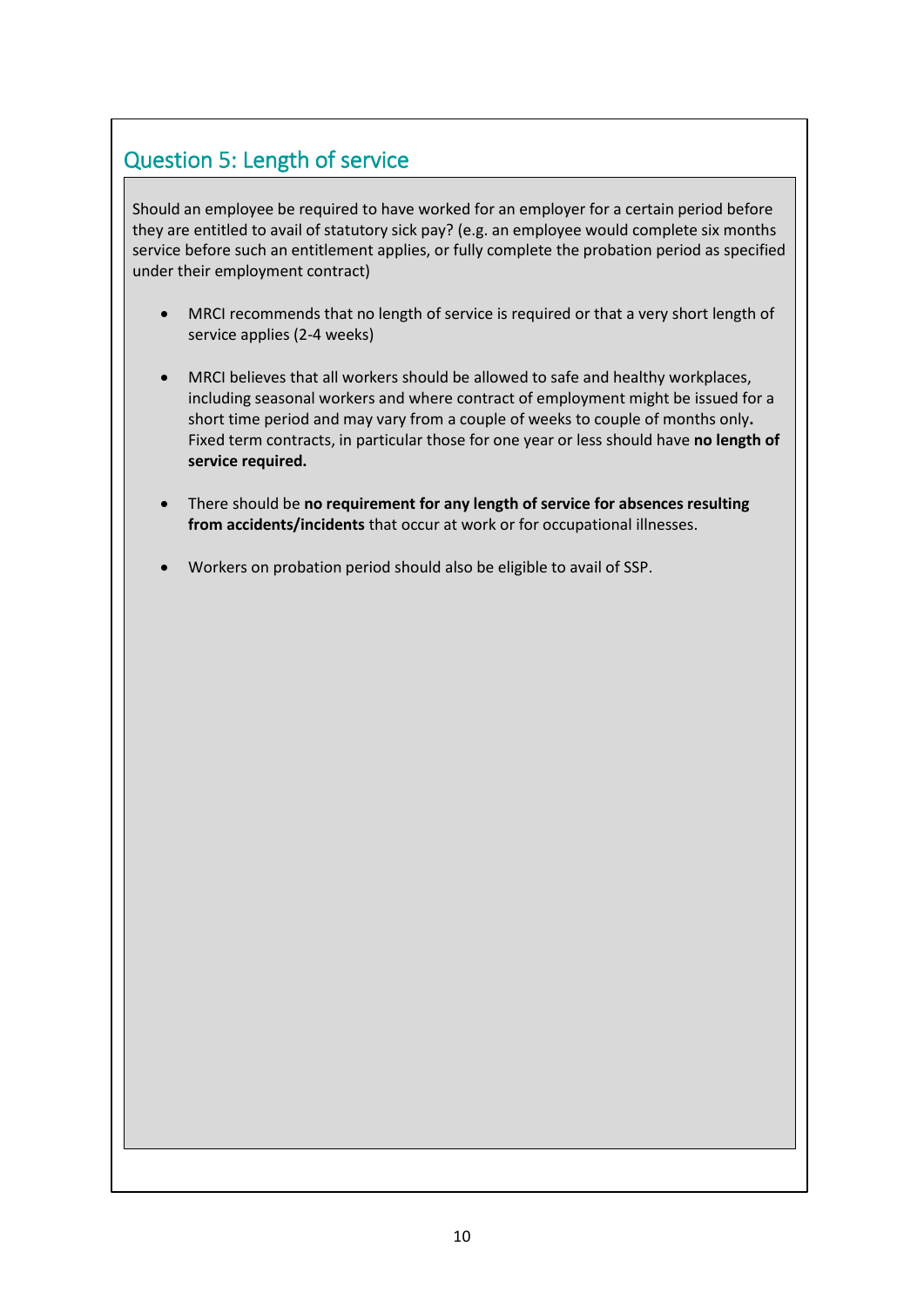## Question 5: Length of service

Should an employee be required to have worked for an employer for a certain period before they are entitled to avail of statutory sick pay? (e.g. an employee would complete six months service before such an entitlement applies, or fully complete the probation period as specified under their employment contract)

- MRCI recommends that no length of service is required or that a very short length of service applies (2-4 weeks)
- MRCI believes that all workers should be allowed to safe and healthy workplaces, including seasonal workers and where contract of employment might be issued for a short time period and may vary from a couple of weeks to couple of months only**.** Fixed term contracts, in particular those for one year or less should have **no length of service required.**
- There should be **no requirement for any length of service for absences resulting from accidents/incidents** that occur at work or for occupational illnesses.
- Workers on probation period should also be eligible to avail of SSP.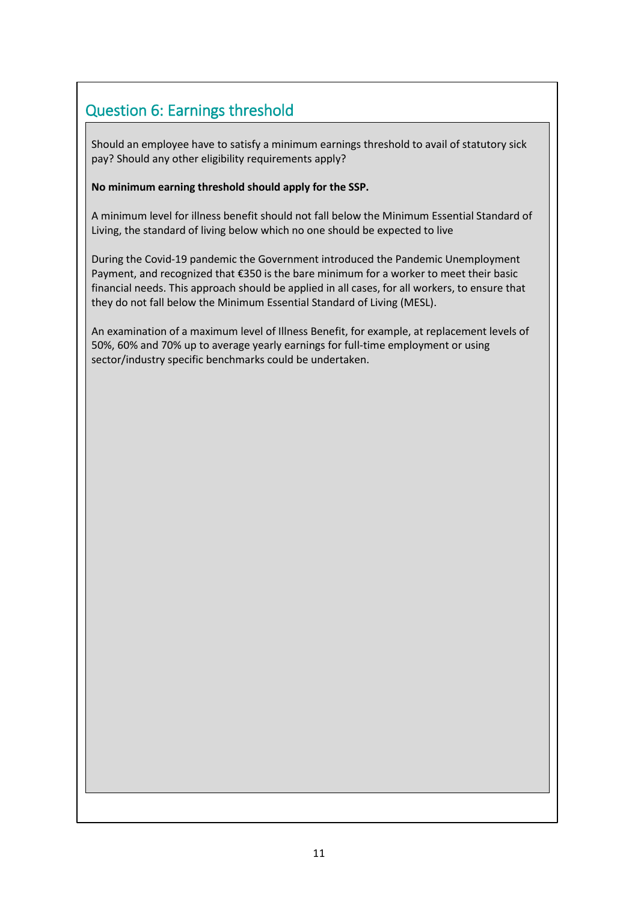## Question 6: Earnings threshold

Should an employee have to satisfy a minimum earnings threshold to avail of statutory sick pay? Should any other eligibility requirements apply?

**No minimum earning threshold should apply for the SSP.**

A minimum level for illness benefit should not fall below the Minimum Essential Standard of Living, the standard of living below which no one should be expected to live

During the Covid-19 pandemic the Government introduced the Pandemic Unemployment Payment, and recognized that €350 is the bare minimum for a worker to meet their basic financial needs. This approach should be applied in all cases, for all workers, to ensure that they do not fall below the Minimum Essential Standard of Living (MESL).

An examination of a maximum level of Illness Benefit, for example, at replacement levels of 50%, 60% and 70% up to average yearly earnings for full-time employment or using sector/industry specific benchmarks could be undertaken.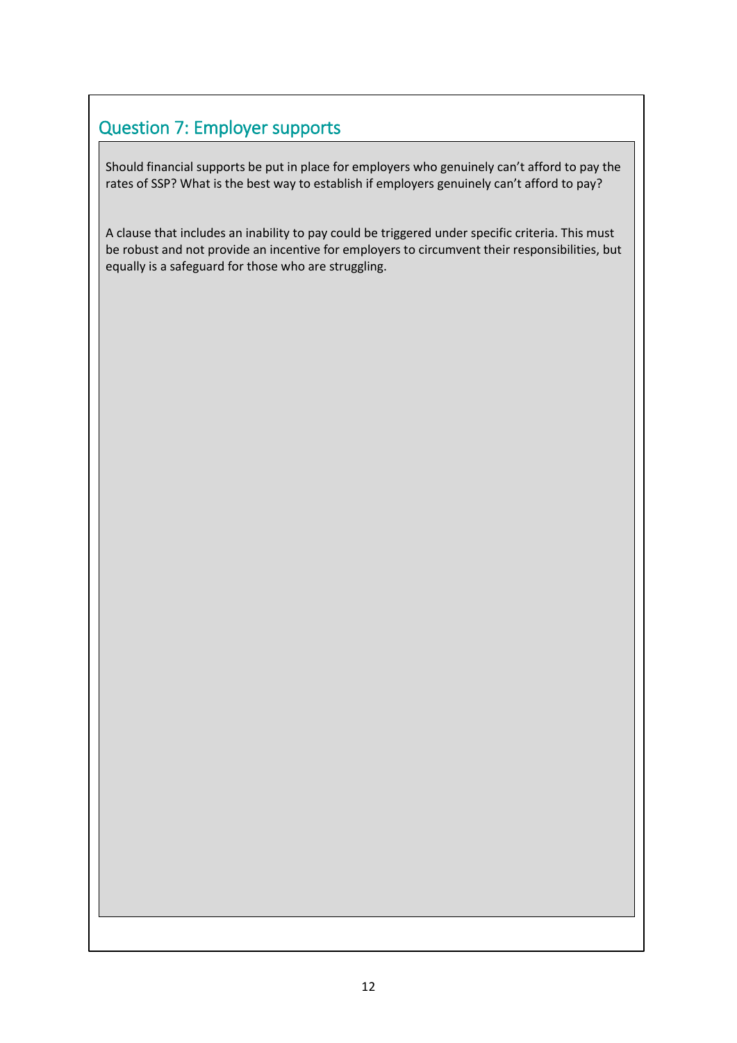## Question 7: Employer supports

Should financial supports be put in place for employers who genuinely can't afford to pay the rates of SSP? What is the best way to establish if employers genuinely can't afford to pay?

A clause that includes an inability to pay could be triggered under specific criteria. This must be robust and not provide an incentive for employers to circumvent their responsibilities, but equally is a safeguard for those who are struggling.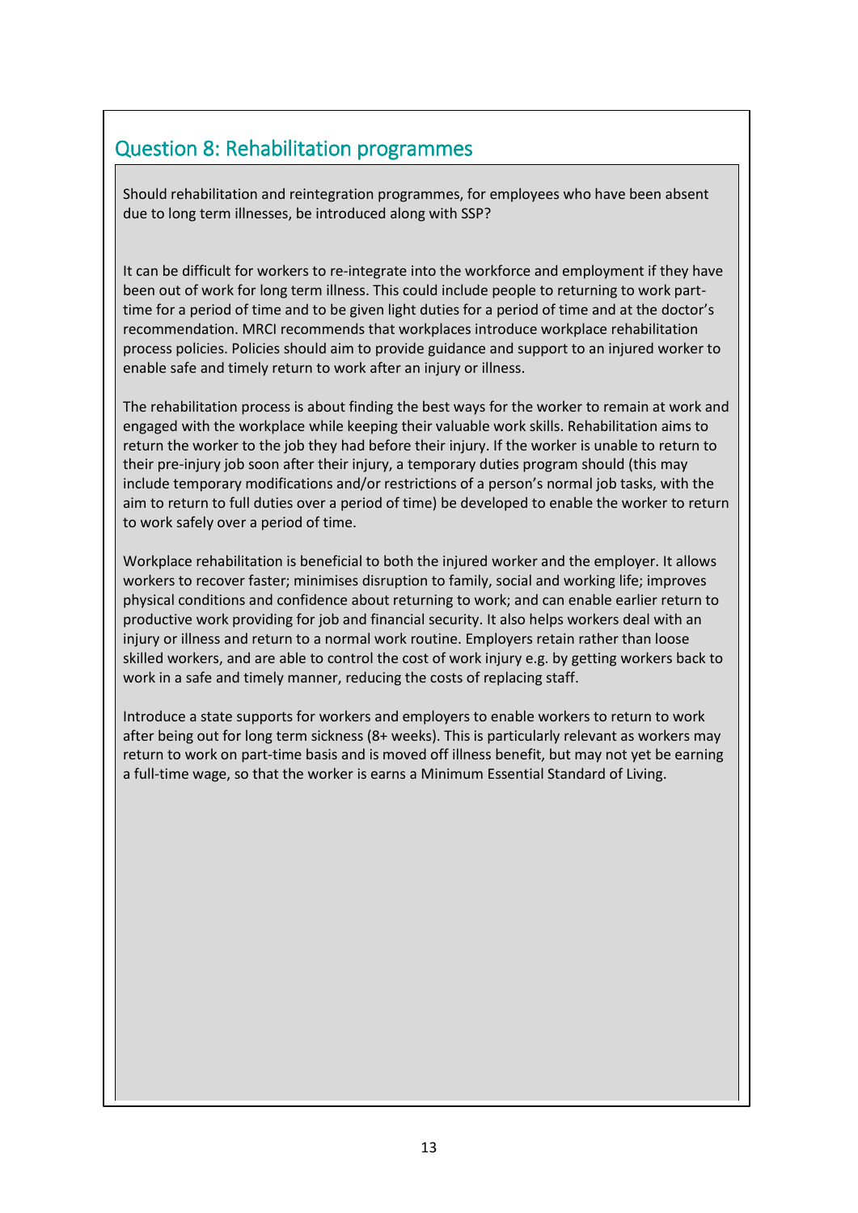## Question 8: Rehabilitation programmes

Should rehabilitation and reintegration programmes, for employees who have been absent due to long term illnesses, be introduced along with SSP?

It can be difficult for workers to re-integrate into the workforce and employment if they have been out of work for long term illness. This could include people to returning to work part-time for a period of time and to be given light duties for a period of time and at the doctor's recommendation. MRCI recommends that workplaces introduce workplace rehabilitation process policies. Policies should aim to provide guidance and support to an injured worker to enable safe and timely return to work after an injury or illness.

The rehabilitation process is about finding the best ways for the worker to remain at work and engaged with the workplace while keeping their valuable work skills. Rehabilitation aims to return the worker to the job they had before their injury. If the worker is unable to return to their pre-injury job soon after their injury, a temporary duties program should (this may include temporary modifications and/or restrictions of a person's normal job tasks, with the aim to return to full duties over a period of time) be developed to enable the worker to return to work safely over a period of time.

Workplace rehabilitation is beneficial to both the injured worker and the employer. It allows workers to recover faster; minimises disruption to family, social and working life; improves physical conditions and confidence about returning to work; and can enable earlier return to productive work providing for job and financial security. It also helps workers deal with an injury or illness and return to a normal work routine. Employers retain rather than loose skilled workers, and are able to control the cost of work injury e.g. by getting workers back to work in a safe and timely manner, reducing the costs of replacing staff.

Introduce a state supports for workers and employers to enable workers to return to work after being out for long term sickness (8+ weeks). This is particularly relevant as workers may return to work on part-time basis and is moved off illness benefit, but may not yet be earning a full-time wage, so that the worker is earns a Minimum Essential Standard of Living.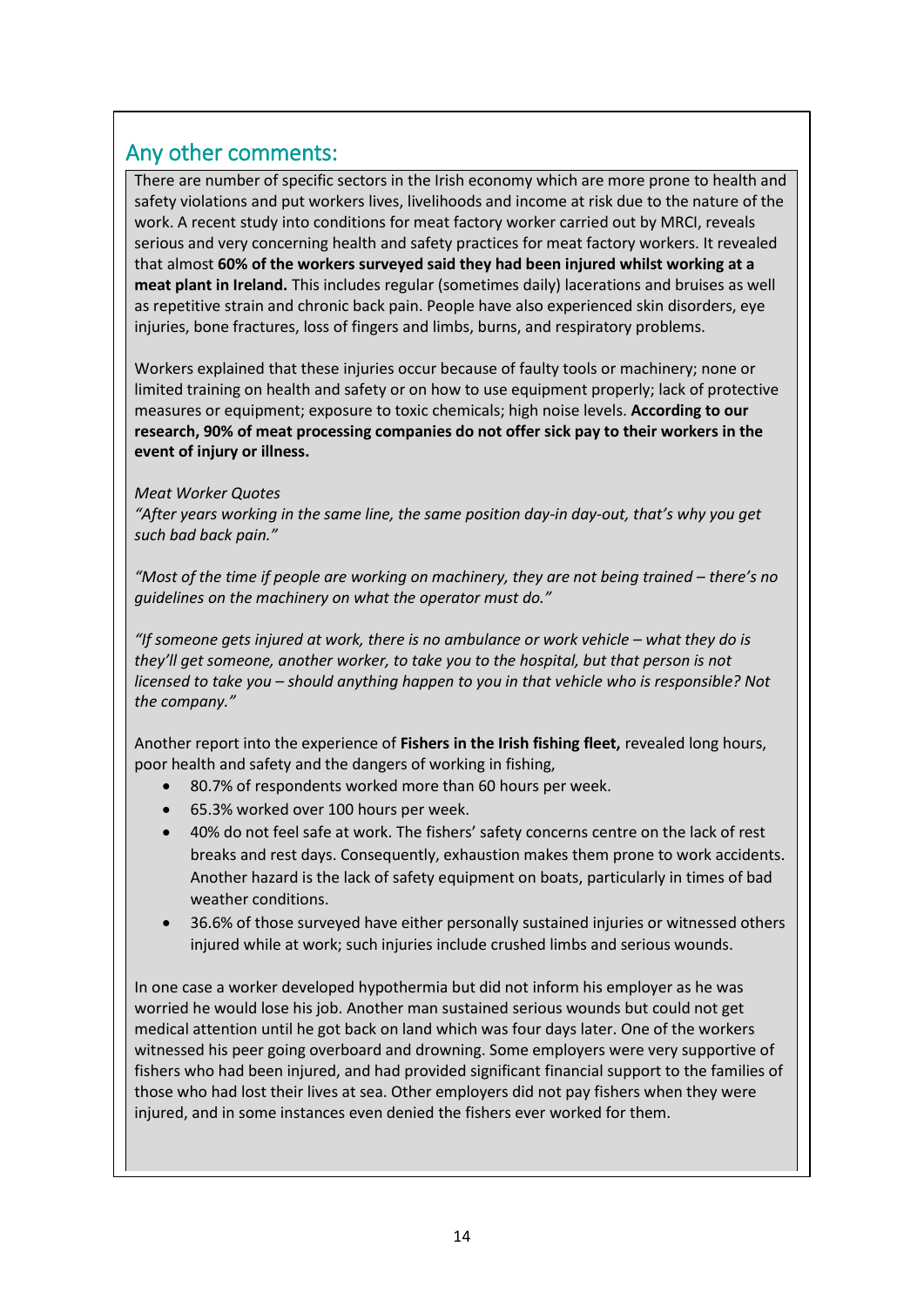## Any other comments:

There are number of specific sectors in the Irish economy which are more prone to health and safety violations and put workers lives, livelihoods and income at risk due to the nature of the work. A recent study into conditions for meat factory worker carried out by MRCI, reveals serious and very concerning health and safety practices for meat factory workers. It revealed that almost **60% of the workers surveyed said they had been injured whilst working at a meat plant in Ireland.** This includes regular (sometimes daily) lacerations and bruises as well as repetitive strain and chronic back pain. People have also experienced skin disorders, eye injuries, bone fractures, loss of fingers and limbs, burns, and respiratory problems.

Workers explained that these injuries occur because of faulty tools or machinery; none or limited training on health and safety or on how to use equipment properly; lack of protective measures or equipment; exposure to toxic chemicals; high noise levels. **According to our research, 90% of meat processing companies do not offer sick pay to their workers in the event of injury or illness.**

*Meat Worker Quotes*

*"After years working in the same line, the same position day-in day-out, that's why you get such bad back pain."*

*"Most of the time if people are working on machinery, they are not being trained – there's no guidelines on the machinery on what the operator must do."*

*"If someone gets injured at work, there is no ambulance or work vehicle – what they do is they'll get someone, another worker, to take you to the hospital, but that person is not licensed to take you – should anything happen to you in that vehicle who is responsible? Not the company."*

Another report into the experience of **Fishers in the Irish fishing fleet,** revealed long hours, poor health and safety and the dangers of working in fishing,

- 80.7% of respondents worked more than 60 hours per week.
- 65.3% worked over 100 hours per week.
- 40% do not feel safe at work. The fishers' safety concerns centre on the lack of rest breaks and rest days. Consequently, exhaustion makes them prone to work accidents. Another hazard is the lack of safety equipment on boats, particularly in times of bad weather conditions.
- 36.6% of those surveyed have either personally sustained injuries or witnessed others injured while at work; such injuries include crushed limbs and serious wounds.

In one case a worker developed hypothermia but did not inform his employer as he was worried he would lose his job. Another man sustained serious wounds but could not get medical attention until he got back on land which was four days later. One of the workers witnessed his peer going overboard and drowning. Some employers were very supportive of fishers who had been injured, and had provided significant financial support to the families of those who had lost their lives at sea. Other employers did not pay fishers when they were injured, and in some instances even denied the fishers ever worked for them.